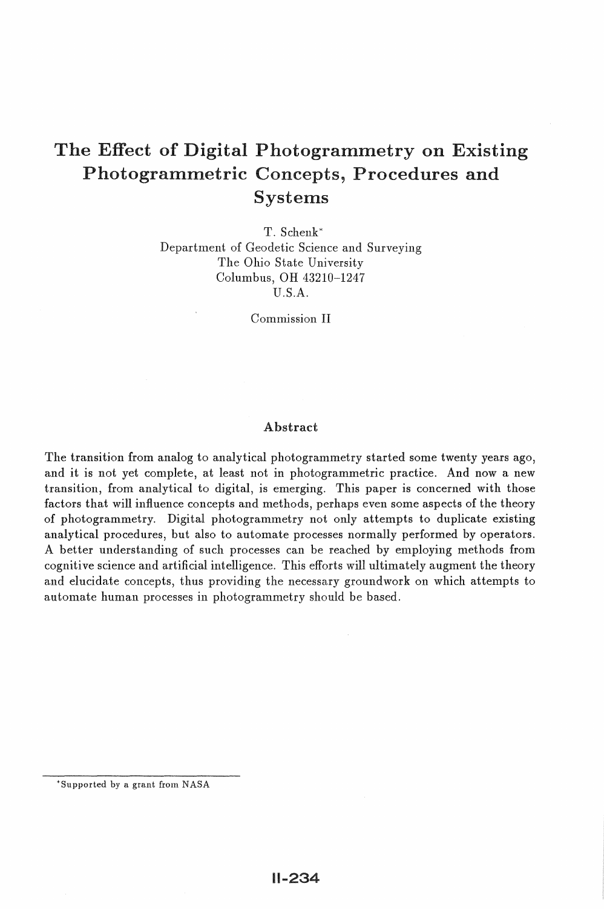# The Effect of Digital Photogrammetry on Existing Photogrammetric Concepts, Procedures and Systems

T. Schenk*
Department of Geodetic Science and Surveying
The Ohio State University
Columbus, OH 43210-1247
U.S.A.

Commission II

## Abstract

The transition from analog to analytical photogrammetry started some twenty years ago, and it is not yet complete, at least not in photogrammetric practice. And now a new transition, from analytical to digital, is emerging. This paper is concerned with those factors that will influence concepts and methods, perhaps even some aspects of the theory of photogrammetry. Digital photogrammetry not only attempts to duplicate existing analytical procedures, but also to automate processes normally performed by operators. A better understanding of such processes can be reached by employing methods from cognitive science and artificial intelligence. This efforts will ultimately augment the theory and elucidate concepts, thus providing the necessary groundwork on which attempts to automate human processes in photogrammetry should be based.

*Supported by a grant from NASA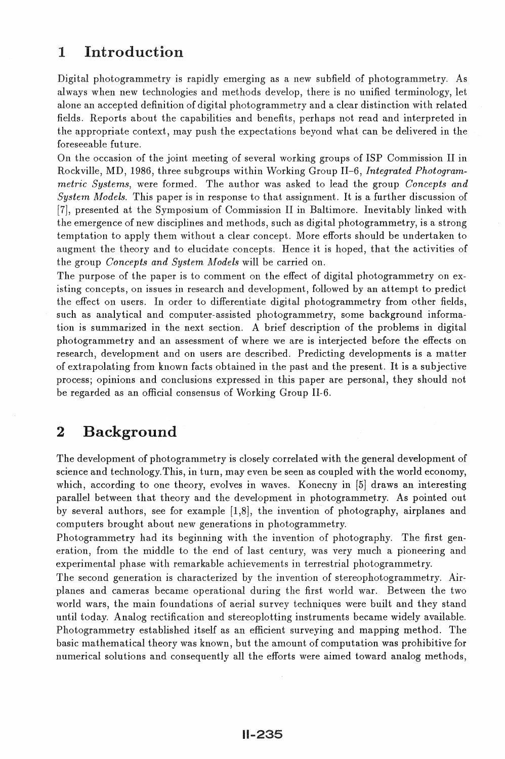# 1 Introduction

Digital photogrammetry is rapidly emerging as a new subfield of photogrammetry. As always when new technologies and methods develop, there is no unified terminology, let alone an accepted definition of digital photogrammetry and a clear distinction with related fields. Reports about the capabilities and benefits, perhaps not read and interpreted in the appropriate context, may push the expectations beyond what can be delivered in the foreseeable future.

On the occasion of the joint meeting of several working groups of ISP Commission II in Rockville, MD, 1986, three subgroups within Working Group II–6, *Integrated Photogrammetric Systems*, were formed. The author was asked to lead the group *Concepts and System Models*. This paper is in response to that assignment. It is a further discussion of [7], presented at the Symposium of Commission II in Baltimore. Inevitably linked with the emergence of new disciplines and methods, such as digital photogrammetry, is a strong temptation to apply them without a clear concept. More efforts should be undertaken to augment the theory and to elucidate concepts. Hence it is hoped, that the activities of the group *Concepts and System Models* will be carried on.

The purpose of the paper is to comment on the effect of digital photogrammetry on existing concepts, on issues in research and development, followed by an attempt to predict the effect on users. In order to differentiate digital photogrammetry from other fields, such as analytical and computer-assisted photogrammetry, some background information is summarized in the next section. A brief description of the problems in digital photogrammetry and an assessment of where we are is interjected before the effects on research, development and on users are described. Predicting developments is a matter of extrapolating from known facts obtained in the past and the present. It is a subjective process; opinions and conclusions expressed in this paper are personal, they should not be regarded as an official consensus of Working Group II-6.

# 2 Background

The development of photogrammetry is closely correlated with the general development of science and technology.This, in turn, may even be seen as coupled with the world economy, which, according to one theory, evolves in waves. Konecny in [5] draws an interesting parallel between that theory and the development in photogrammetry. As pointed out by several authors, see for example [1,8], the invention of photography, airplanes and computers brought about new generations in photogrammetry.

Photogrammetry had its beginning with the invention of photography. The first generation, from the middle to the end of last century, was very much a pioneering and experimental phase with remarkable achievements in terrestrial photogrammetry.

The second generation is characterized by the invention of stereophotogrammetry. Airplanes and cameras became operational during the first world war. Between the two world wars, the main foundations of aerial survey techniques were built and they stand until today. Analog rectification and stereoplotting instruments became widely available. Photogrammetry established itself as an efficient surveying and mapping method. The basic mathematical theory was known, but the amount of computation was prohibitive for numerical solutions and consequently all the efforts were aimed toward analog methods,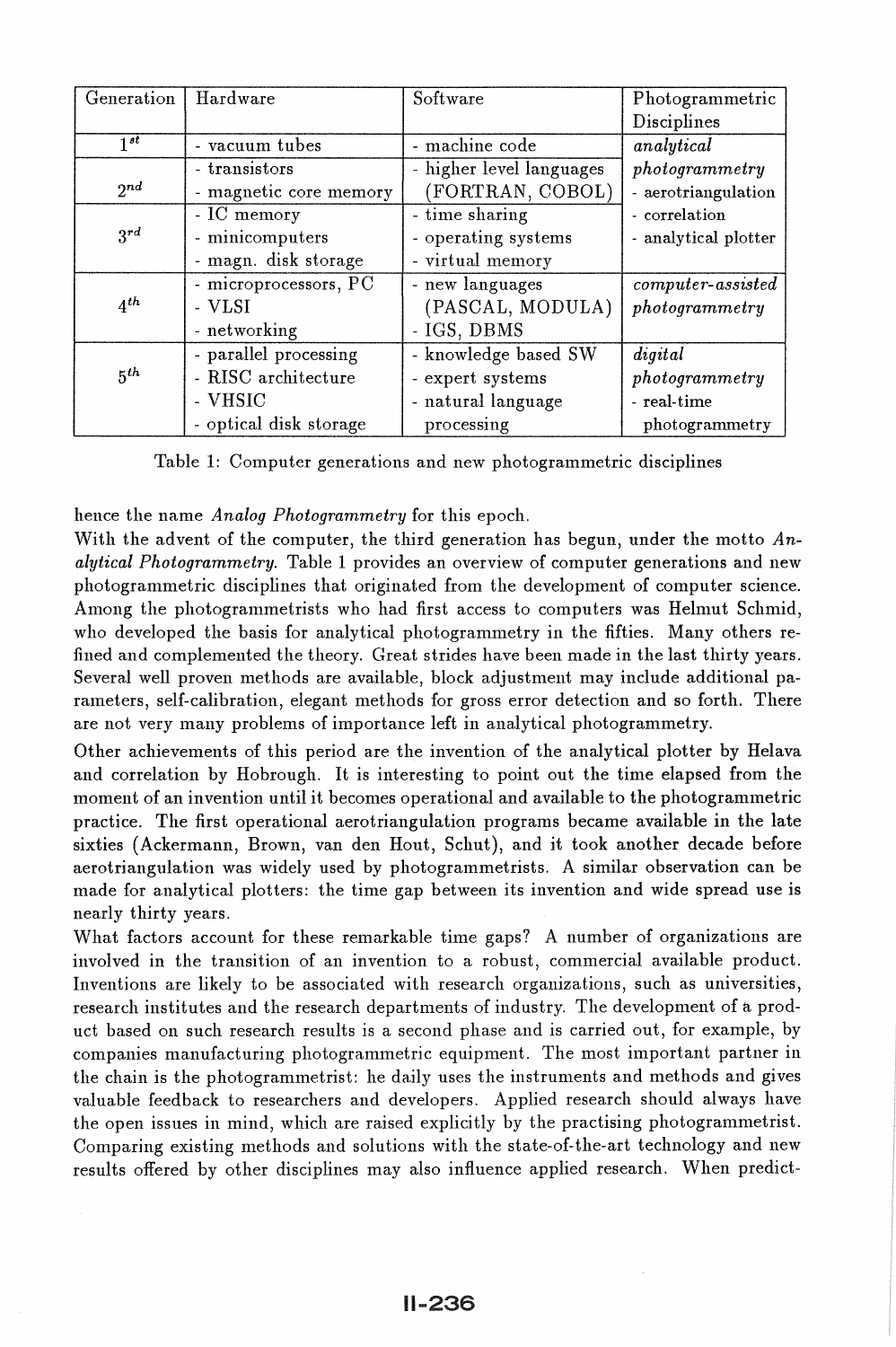| Generation | Hardware | Software | Photogrammetric Disciplines |
|---|---|---|---|
| $1^{st}$ | - vacuum tubes | - machine code | *analytical* |
| $2^{nd}$ | - transistors<br>- magnetic core memory | - higher level languages (FORTRAN, COBOL) | *photogrammetry*<br>- aerotriangulation |
| $3^{rd}$ | - IC memory<br>- minicomputers<br>- magn. disk storage | - time sharing<br>- operating systems<br>- virtual memory | - correlation<br>- analytical plotter |
| $4^{th}$ | - microprocessors, PC<br>- VLSI<br>- networking | - new languages (PASCAL, MODULA)<br>- IGS, DBMS | *computer-assisted photogrammetry* |
| $5^{th}$ | - parallel processing<br>- RISC architecture<br>- VHSIC<br>- optical disk storage | - knowledge based SW<br>- expert systems<br>- natural language processing | *digital photogrammetry*<br>- real-time photogrammetry |

Table 1: Computer generations and new photogrammetric disciplines

hence the name *Analog Photogrammetry* for this epoch.

With the advent of the computer, the third generation has begun, under the motto *Analytical Photogrammetry.* Table 1 provides an overview of computer generations and new photogrammetric disciplines that originated from the development of computer science. Among the photogrammetrists who had first access to computers was Helmut Schmid, who developed the basis for analytical photogrammetry in the fifties. Many others refined and complemented the theory. Great strides have been made in the last thirty years. Several well proven methods are available, block adjustment may include additional parameters, self-calibration, elegant methods for gross error detection and so forth. There are not very many problems of importance left in analytical photogrammetry.

Other achievements of this period are the invention of the analytical plotter by Helava and correlation by Hobrough. It is interesting to point out the time elapsed from the moment of an invention until it becomes operational and available to the photogrammetric practice. The first operational aerotriangulation programs became available in the late sixties (Ackermann, Brown, van den Hout, Schut), and it took another decade before aerotriangulation was widely used by photogrammetrists. A similar observation can be made for analytical plotters: the time gap between its invention and wide spread use is nearly thirty years.

What factors account for these remarkable time gaps? A number of organizations are involved in the transition of an invention to a robust, commercial available product. Inventions are likely to be associated with research organizations, such as universities, research institutes and the research departments of industry. The development of a product based on such research results is a second phase and is carried out, for example, by companies manufacturing photogrammetric equipment. The most important partner in the chain is the photogrammetrist: he daily uses the instruments and methods and gives valuable feedback to researchers and developers. Applied research should always have the open issues in mind, which are raised explicitly by the practising photogrammetrist. Comparing existing methods and solutions with the state-of-the-art technology and new results offered by other disciplines may also influence applied research. When predict-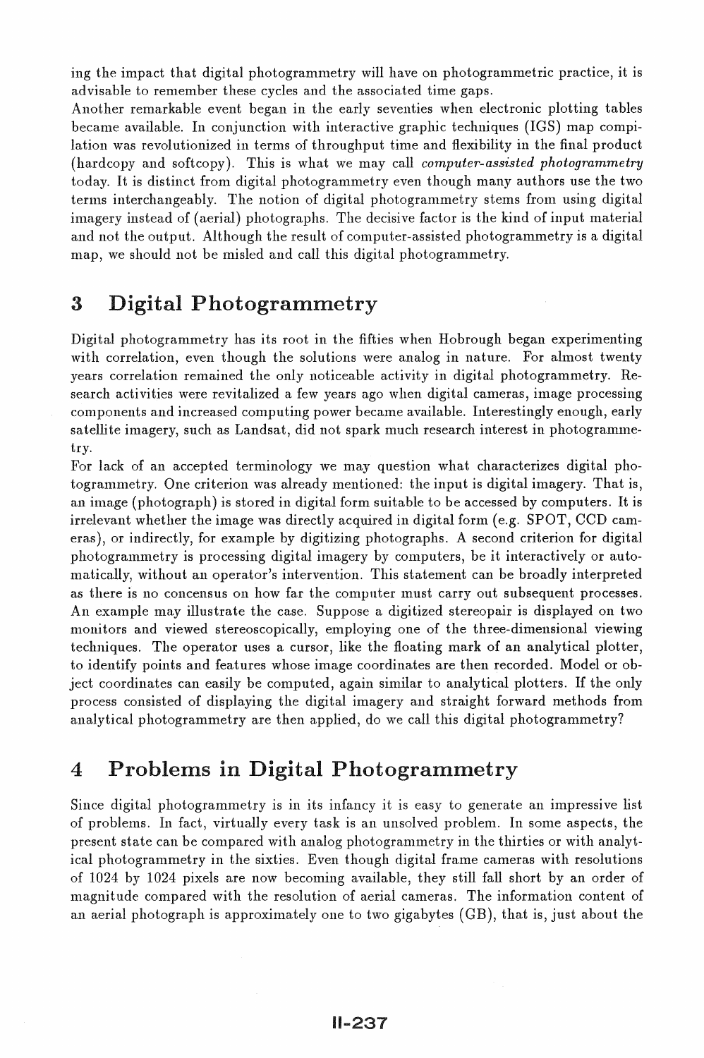ing the impact that digital photogrammetry will have on photogrammetric practice, it is advisable to remember these cycles and the associated time gaps.

Another remarkable event began in the early seventies when electronic plotting tables became available. In conjunction with interactive graphic techniques (IGS) map compilation was revolutionized in terms of throughput time and flexibility in the final product (hardcopy and softcopy). This is what we may call *computer-assisted photogrammetry* today. It is distinct from digital photogrammetry even though many authors use the two terms interchangeably. The notion of digital photogrammetry stems from using digital imagery instead of (aerial) photographs. The decisive factor is the kind of input material and not the output. Although the result of computer-assisted photogrammetry is a digital map, we should not be misled and call this digital photogrammetry.

# 3 Digital Photogrammetry

Digital photogrammetry has its root in the fifties when Hobrough began experimenting with correlation, even though the solutions were analog in nature. For almost twenty years correlation remained the only noticeable activity in digital photogrammetry. Research activities were revitalized a few years ago when digital cameras, image processing components and increased computing power became available. Interestingly enough, early satellite imagery, such as Landsat, did not spark much research interest in photogrammetry.

For lack of an accepted terminology we may question what characterizes digital photogrammetry. One criterion was already mentioned: the input is digital imagery. That is, an image (photograph) is stored in digital form suitable to be accessed by computers. It is irrelevant whether the image was directly acquired in digital form (e.g. SPOT, CCD cameras), or indirectly, for example by digitizing photographs. A second criterion for digital photogrammetry is processing digital imagery by computers, be it interactively or automatically, without an operator's intervention. This statement can be broadly interpreted as there is no concensus on how far the computer must carry out subsequent processes. An example may illustrate the case. Suppose a digitized stereopair is displayed on two monitors and viewed stereoscopically, employing one of the three-dimensional viewing techniques. The operator uses a cursor, like the floating mark of an analytical plotter, to identify points and features whose image coordinates are then recorded. Model or object coordinates can easily be computed, again similar to analytical plotters. If the only process consisted of displaying the digital imagery and straight forward methods from analytical photogrammetry are then applied, do we call this digital photogrammetry?

# 4 Problems in Digital Photogrammetry

Since digital photogrammetry is in its infancy it is easy to generate an impressive list of problems. In fact, virtually every task is an unsolved problem. In some aspects, the present state can be compared with analog photogrammetry in the thirties or with analytical photogrammetry in the sixties. Even though digital frame cameras with resolutions of 1024 by 1024 pixels are now becoming available, they still fall short by an order of magnitude compared with the resolution of aerial cameras. The information content of an aerial photograph is approximately one to two gigabytes (GB), that is, just about the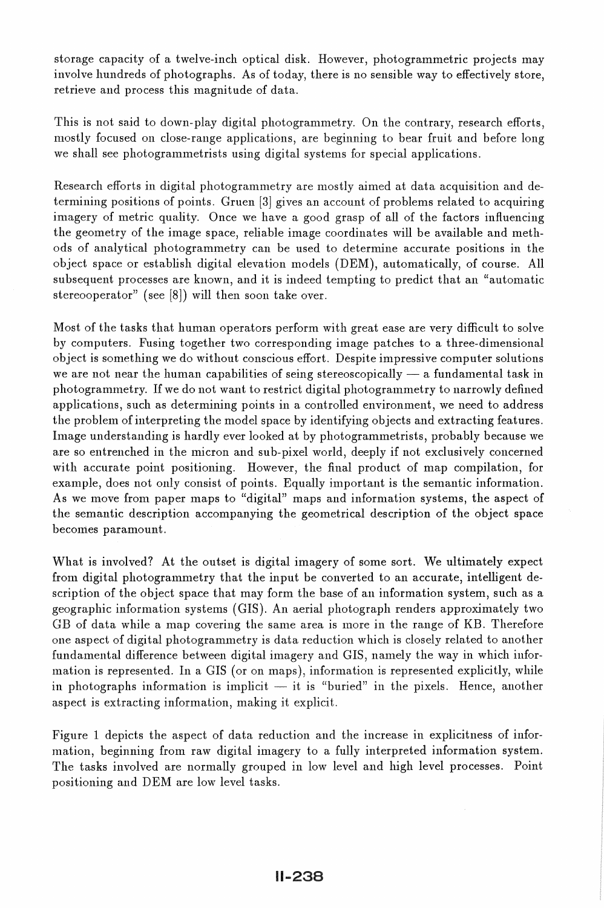storage capacity of a twelve-inch optical disk. However, photogrammetric projects may involve hundreds of photographs. As of today, there is no sensible way to effectively store, retrieve and process this magnitude of data.

This is not said to down-play digital photogrammetry. On the contrary, research efforts, mostly focused on close-range applications, are beginning to bear fruit and before long we shall see photogrammetrists using digital systems for special applications.

Research efforts in digital photogrammetry are mostly aimed at data acquisition and determining positions of points. Gruen [3] gives an account of problems related to acquiring imagery of metric quality. Once we have a good grasp of all of the factors influencing the geometry of the image space, reliable image coordinates will be available and methods of analytical photogrammetry can be used to determine accurate positions in the object space or establish digital elevation models (DEM), automatically, of course. All subsequent processes are known, and it is indeed tempting to predict that an "automatic stereooperator" (see [8]) will then soon take over.

Most of the tasks that human operators perform with great ease are very difficult to solve by computers. Fusing together two corresponding image patches to a three-dimensional object is something we do without conscious effort. Despite impressive computer solutions we are not near the human capabilities of seing stereoscopically — a fundamental task in photogrammetry. If we do not want to restrict digital photogrammetry to narrowly defined applications, such as determining points in a controlled environment, we need to address the problem of interpreting the model space by identifying objects and extracting features. Image understanding is hardly ever looked at by photogrammetrists, probably because we are so entrenched in the micron and sub-pixel world, deeply if not exclusively concerned with accurate point positioning. However, the final product of map compilation, for example, does not only consist of points. Equally important is the semantic information. As we move from paper maps to "digital" maps and information systems, the aspect of the semantic description accompanying the geometrical description of the object space becomes paramount.

What is involved? At the outset is digital imagery of some sort. We ultimately expect from digital photogrammetry that the input be converted to an accurate, intelligent description of the object space that may form the base of an information system, such as a geographic information systems (GIS). An aerial photograph renders approximately two GB of data while a map covering the same area is more in the range of KB. Therefore one aspect of digital photogrammetry is data reduction which is closely related to another fundamental difference between digital imagery and GIS, namely the way in which information is represented. In a GIS (or on maps), information is represented explicitly, while in photographs information is implicit — it is "buried" in the pixels. Hence, another aspect is extracting information, making it explicit.

Figure 1 depicts the aspect of data reduction and the increase in explicitness of information, beginning from raw digital imagery to a fully interpreted information system. The tasks involved are normally grouped in low level and high level processes. Point positioning and DEM are low level tasks.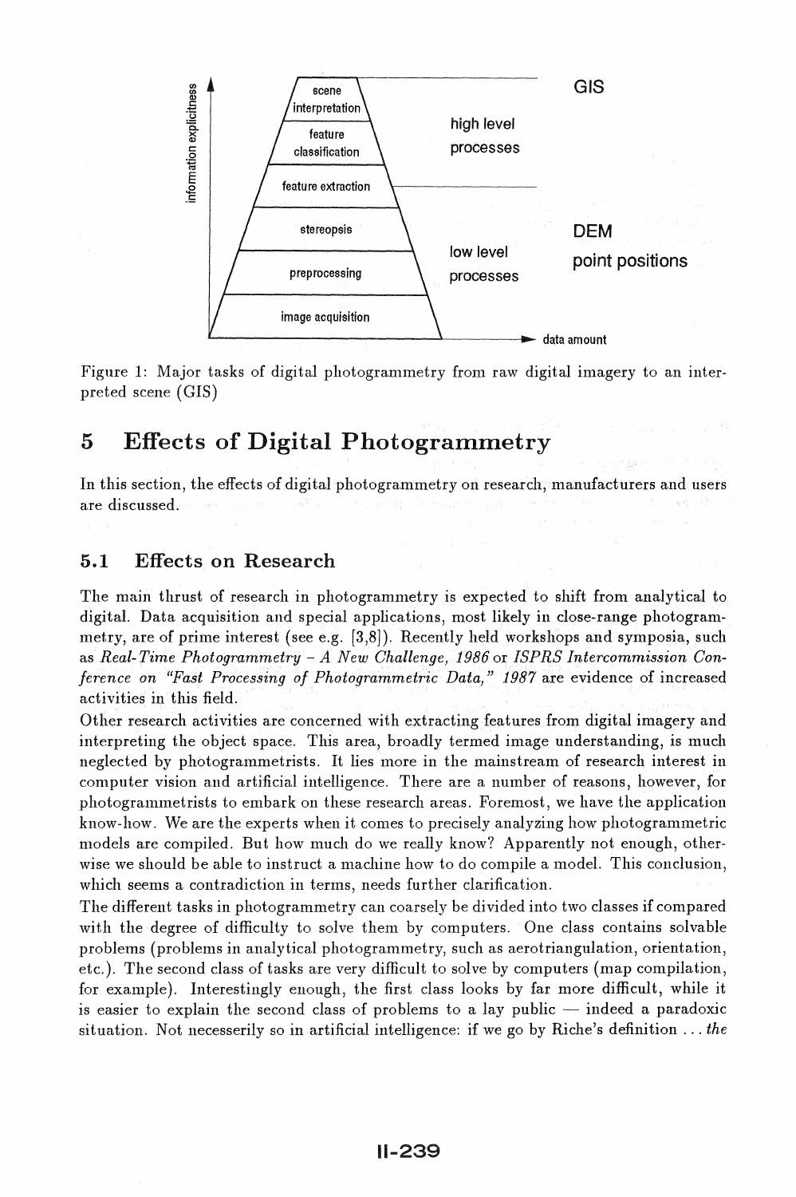Figure 1: Major tasks of digital photogrammetry from raw digital imagery to an interpreted scene (GIS)

# 5 Effects of Digital Photogrammetry

In this section, the effects of digital photogrammetry on research, manufacturers and users are discussed.

## 5.1 Effects on Research

The main thrust of research in photogrammetry is expected to shift from analytical to digital. Data acquisition and special applications, most likely in close-range photogrammetry, are of prime interest (see e.g. [3,8]). Recently held workshops and symposia, such as *Real-Time Photogrammetry – A New Challenge, 1986* or *ISPRS Intercommission Conference on "Fast Processing of Photogrammetric Data," 1987* are evidence of increased activities in this field.

Other research activities are concerned with extracting features from digital imagery and interpreting the object space. This area, broadly termed image understanding, is much neglected by photogrammetrists. It lies more in the mainstream of research interest in computer vision and artificial intelligence. There are a number of reasons, however, for photogrammetrists to embark on these research areas. Foremost, we have the application know-how. We are the experts when it comes to precisely analyzing how photogrammetric models are compiled. But how much do we really know? Apparently not enough, otherwise we should be able to instruct a machine how to do compile a model. This conclusion, which seems a contradiction in terms, needs further clarification.

The different tasks in photogrammetry can coarsely be divided into two classes if compared with the degree of difficulty to solve them by computers. One class contains solvable problems (problems in analytical photogrammetry, such as aerotriangulation, orientation, etc.). The second class of tasks are very difficult to solve by computers (map compilation, for example). Interestingly enough, the first class looks by far more difficult, while it is easier to explain the second class of problems to a lay public — indeed a paradoxic situation. Not necesserily so in artificial intelligence: if we go by Riche's definition ... *the*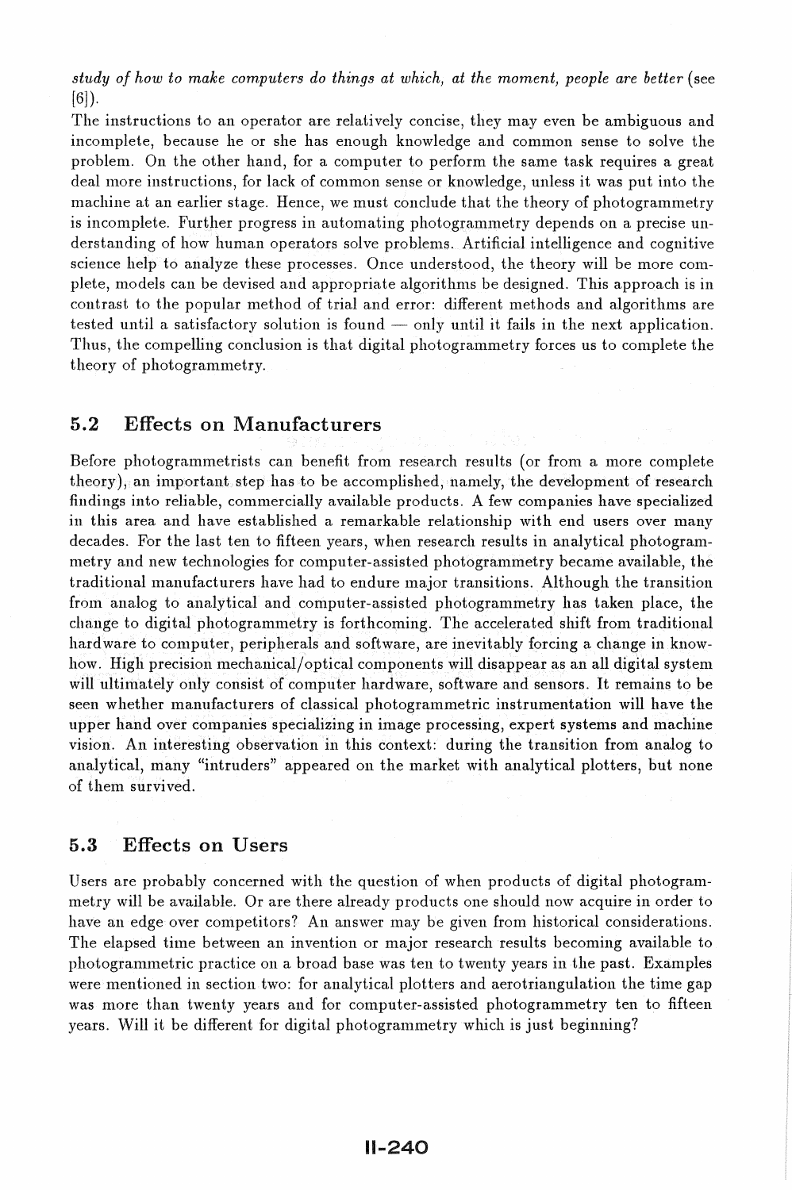*study of how to make computers do things at which, at the moment, people are better* (see [6]).

The instructions to an operator are relatively concise, they may even be ambiguous and incomplete, because he or she has enough knowledge and common sense to solve the problem. On the other hand, for a computer to perform the same task requires a great deal more instructions, for lack of common sense or knowledge, unless it was put into the machine at an earlier stage. Hence, we must conclude that the theory of photogrammetry is incomplete. Further progress in automating photogrammetry depends on a precise understanding of how human operators solve problems. Artificial intelligence and cognitive science help to analyze these processes. Once understood, the theory will be more complete, models can be devised and appropriate algorithms be designed. This approach is in contrast to the popular method of trial and error: different methods and algorithms are tested until a satisfactory solution is found — only until it fails in the next application. Thus, the compelling conclusion is that digital photogrammetry forces us to complete the theory of photogrammetry.

## 5.2 Effects on Manufacturers

Before photogrammetrists can benefit from research results (or from a more complete theory), an important step has to be accomplished, namely, the development of research findings into reliable, commercially available products. A few companies have specialized in this area and have established a remarkable relationship with end users over many decades. For the last ten to fifteen years, when research results in analytical photogrammetry and new technologies for computer-assisted photogrammetry became available, the traditional manufacturers have had to endure major transitions. Although the transition from analog to analytical and computer-assisted photogrammetry has taken place, the change to digital photogrammetry is forthcoming. The accelerated shift from traditional hardware to computer, peripherals and software, are inevitably forcing a change in know-how. High precision mechanical/optical components will disappear as an all digital system will ultimately only consist of computer hardware, software and sensors. It remains to be seen whether manufacturers of classical photogrammetric instrumentation will have the upper hand over companies specializing in image processing, expert systems and machine vision. An interesting observation in this context: during the transition from analog to analytical, many "intruders" appeared on the market with analytical plotters, but none of them survived.

## 5.3 Effects on Users

Users are probably concerned with the question of when products of digital photogrammetry will be available. Or are there already products one should now acquire in order to have an edge over competitors? An answer may be given from historical considerations. The elapsed time between an invention or major research results becoming available to photogrammetric practice on a broad base was ten to twenty years in the past. Examples were mentioned in section two: for analytical plotters and aerotriangulation the time gap was more than twenty years and for computer-assisted photogrammetry ten to fifteen years. Will it be different for digital photogrammetry which is just beginning?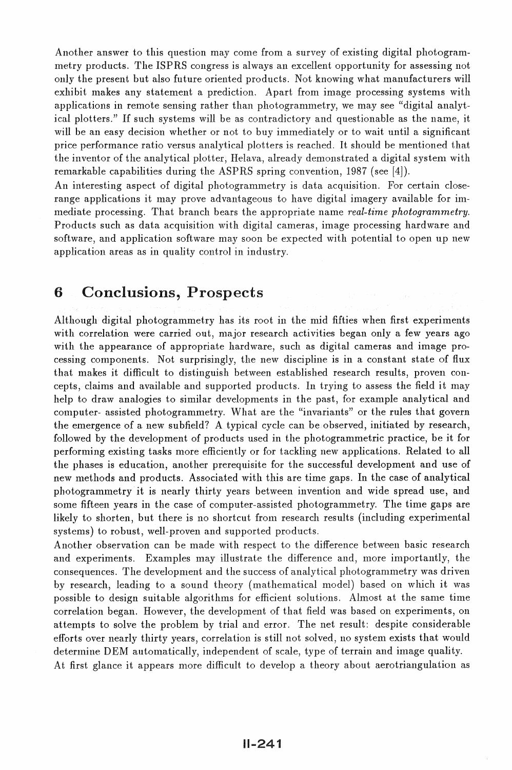Another answer to this question may come from a survey of existing digital photogrammetry products. The ISPRS congress is always an excellent opportunity for assessing not only the present but also future oriented products. Not knowing what manufacturers will exhibit makes any statement a prediction. Apart from image processing systems with applications in remote sensing rather than photogrammetry, we may see "digital analytical plotters." If such systems will be as contradictory and questionable as the name, it will be an easy decision whether or not to buy immediately or to wait until a significant price performance ratio versus analytical plotters is reached. It should be mentioned that the inventor of the analytical plotter, Helava, already demonstrated a digital system with remarkable capabilities during the ASPRS spring convention, 1987 (see [4]).

An interesting aspect of digital photogrammetry is data acquisition. For certain close-range applications it may prove advantageous to have digital imagery available for immediate processing. That branch bears the appropriate name *real-time photogrammetry*. Products such as data acquisition with digital cameras, image processing hardware and software, and application software may soon be expected with potential to open up new application areas as in quality control in industry.

## 6 Conclusions, Prospects

Although digital photogrammetry has its root in the mid fifties when first experiments with correlation were carried out, major research activities began only a few years ago with the appearance of appropriate hardware, such as digital cameras and image processing components. Not surprisingly, the new discipline is in a constant state of flux that makes it difficult to distinguish between established research results, proven concepts, claims and available and supported products. In trying to assess the field it may help to draw analogies to similar developments in the past, for example analytical and computer- assisted photogrammetry. What are the "invariants" or the rules that govern the emergence of a new subfield? A typical cycle can be observed, initiated by research, followed by the development of products used in the photogrammetric practice, be it for performing existing tasks more efficiently or for tackling new applications. Related to all the phases is education, another prerequisite for the successful development and use of new methods and products. Associated with this are time gaps. In the case of analytical photogrammetry it is nearly thirty years between invention and wide spread use, and some fifteen years in the case of computer-assisted photogrammetry. The time gaps are likely to shorten, but there is no shortcut from research results (including experimental systems) to robust, well-proven and supported products.

Another observation can be made with respect to the difference between basic research and experiments. Examples may illustrate the difference and, more importantly, the consequences. The development and the success of analytical photogrammetry was driven by research, leading to a sound theory (mathematical model) based on which it was possible to design suitable algorithms for efficient solutions. Almost at the same time correlation began. However, the development of that field was based on experiments, on attempts to solve the problem by trial and error. The net result: despite considerable efforts over nearly thirty years, correlation is still not solved, no system exists that would determine DEM automatically, independent of scale, type of terrain and image quality.

At first glance it appears more difficult to develop a theory about aerotriangulation as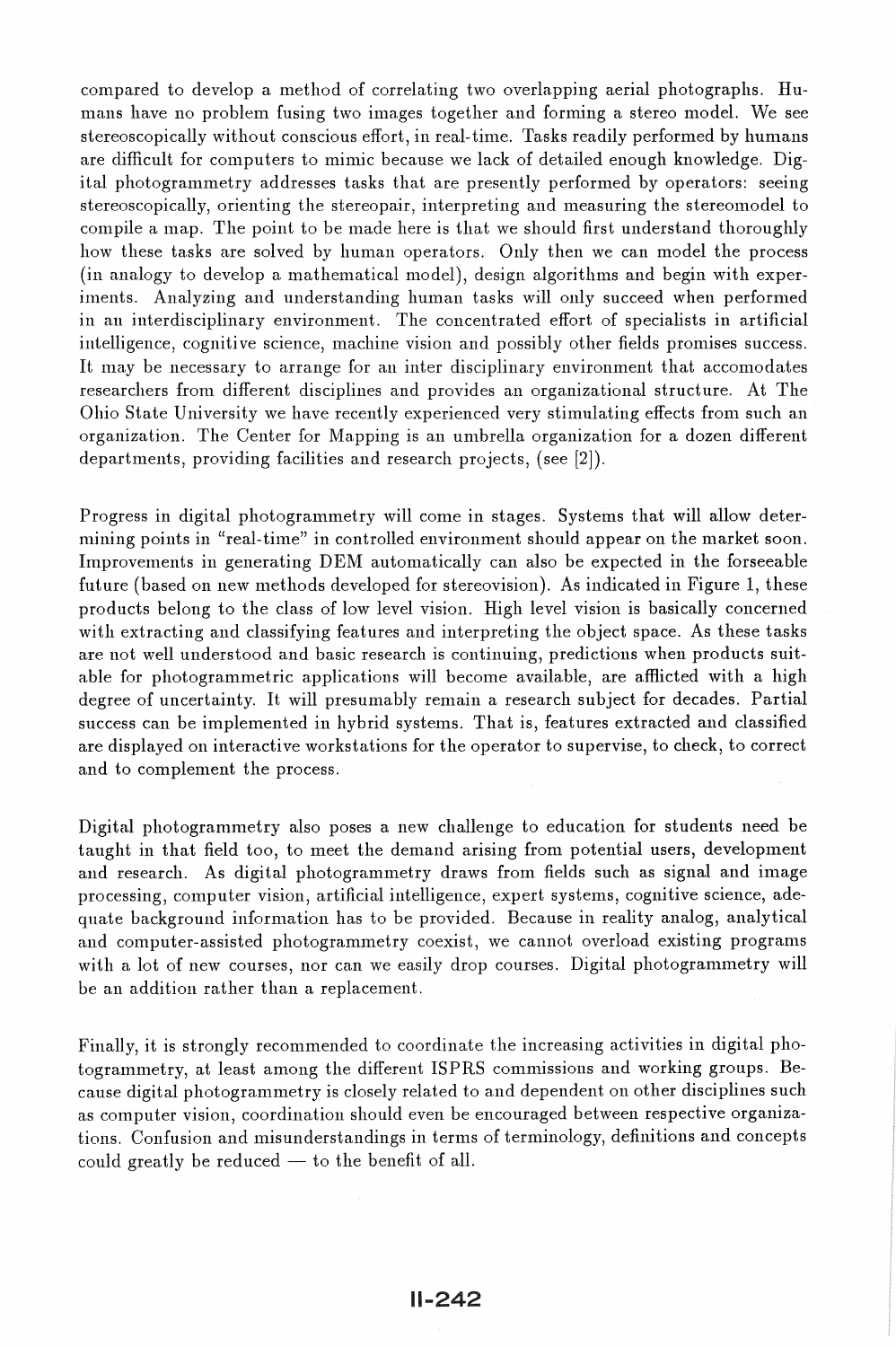compared to develop a method of correlating two overlapping aerial photographs. Humans have no problem fusing two images together and forming a stereo model. We see stereoscopically without conscious effort, in real-time. Tasks readily performed by humans are difficult for computers to mimic because we lack of detailed enough knowledge. Digital photogrammetry addresses tasks that are presently performed by operators: seeing stereoscopically, orienting the stereopair, interpreting and measuring the stereomodel to compile a map. The point to be made here is that we should first understand thoroughly how these tasks are solved by human operators. Only then we can model the process (in analogy to develop a mathematical model), design algorithms and begin with experiments. Analyzing and understanding human tasks will only succeed when performed in an interdisciplinary environment. The concentrated effort of specialists in artificial intelligence, cognitive science, machine vision and possibly other fields promises success. It may be necessary to arrange for an inter disciplinary environment that accomodates researchers from different disciplines and provides an organizational structure. At The Ohio State University we have recently experienced very stimulating effects from such an organization. The Center for Mapping is an umbrella organization for a dozen different departments, providing facilities and research projects, (see [2]).

Progress in digital photogrammetry will come in stages. Systems that will allow determining points in "real-time" in controlled environment should appear on the market soon. Improvements in generating DEM automatically can also be expected in the forseeable future (based on new methods developed for stereovision). As indicated in Figure 1, these products belong to the class of low level vision. High level vision is basically concerned with extracting and classifying features and interpreting the object space. As these tasks are not well understood and basic research is continuing, predictions when products suitable for photogrammetric applications will become available, are afflicted with a high degree of uncertainty. It will presumably remain a research subject for decades. Partial success can be implemented in hybrid systems. That is, features extracted and classified are displayed on interactive workstations for the operator to supervise, to check, to correct and to complement the process.

Digital photogrammetry also poses a new challenge to education for students need be taught in that field too, to meet the demand arising from potential users, development and research. As digital photogrammetry draws from fields such as signal and image processing, computer vision, artificial intelligence, expert systems, cognitive science, adequate background information has to be provided. Because in reality analog, analytical and computer-assisted photogrammetry coexist, we cannot overload existing programs with a lot of new courses, nor can we easily drop courses. Digital photogrammetry will be an addition rather than a replacement.

Finally, it is strongly recommended to coordinate the increasing activities in digital photogrammetry, at least among the different ISPRS commissions and working groups. Because digital photogrammetry is closely related to and dependent on other disciplines such as computer vision, coordination should even be encouraged between respective organizations. Confusion and misunderstandings in terms of terminology, definitions and concepts could greatly be reduced — to the benefit of all.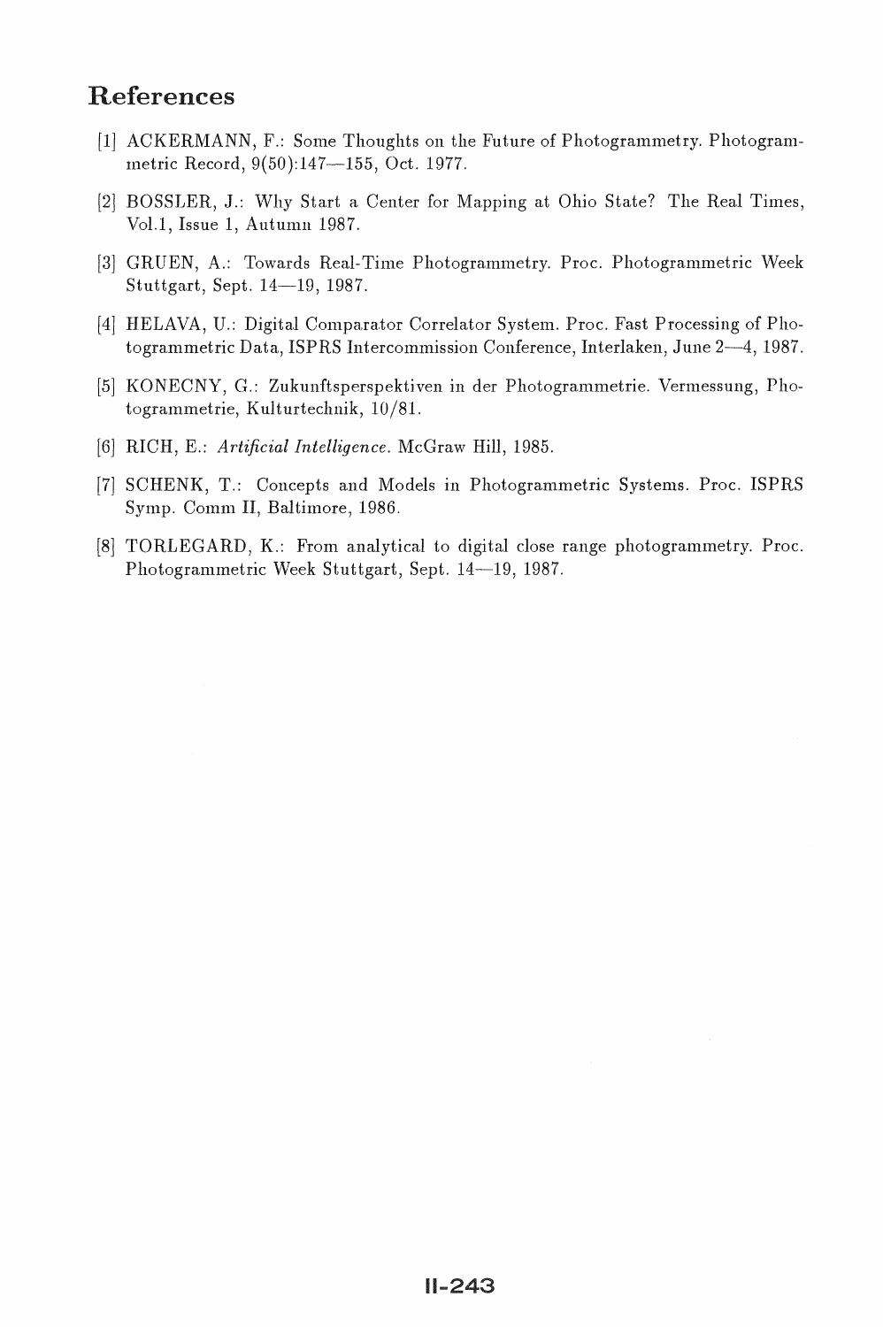# References

[1] ACKERMANN, F.: Some Thoughts on the Future of Photogrammetry. Photogrammetric Record, 9(50):147—155, Oct. 1977.

[2] BOSSLER, J.: Why Start a Center for Mapping at Ohio State? The Real Times, Vol.1, Issue 1, Autumn 1987.

[3] GRUEN, A.: Towards Real-Time Photogrammetry. Proc. Photogrammetric Week Stuttgart, Sept. 14—19, 1987.

[4] HELAVA, U.: Digital Comparator Correlator System. Proc. Fast Processing of Photogrammetric Data, ISPRS Intercommission Conference, Interlaken, June 2—4, 1987.

[5] KONECNY, G.: Zukunftsperspektiven in der Photogrammetrie. Vermessung, Photogrammetrie, Kulturtechnik, 10/81.

[6] RICH, E.: *Artificial Intelligence*. McGraw Hill, 1985.

[7] SCHENK, T.: Concepts and Models in Photogrammetric Systems. Proc. ISPRS Symp. Comm II, Baltimore, 1986.

[8] TORLEGARD, K.: From analytical to digital close range photogrammetry. Proc. Photogrammetric Week Stuttgart, Sept. 14—19, 1987.